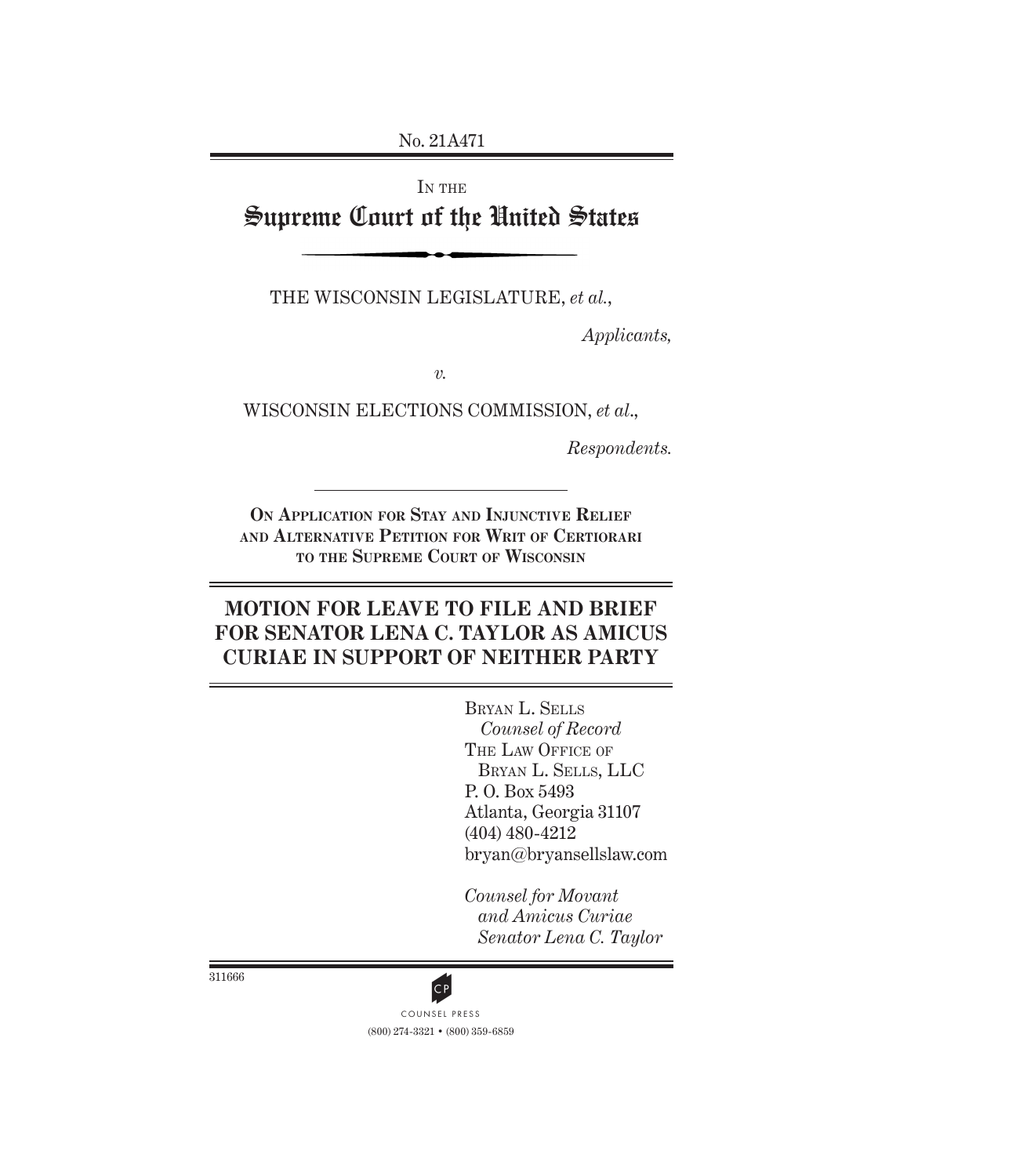No. 21A471

IN THE

# Supreme Court of the United States

THE WISCONSIN LEGISLATURE, *et al.*,

*Applicants,*

*v.*

WISCONSIN ELECTIONS COMMISSION, *et al.*,

*Respondents.*

---

**ON APPLICATION FOR STAY AND INJUNCTIVE RELIEF AND ALTERNATIVE PETITION FOR WRIT OF CERTIORARI TO THE SUPREME COURT OF WISCONSIN**

## MOTION FOR LEAVE TO FILE AND BRIEF FOR SENATOR LENA C. TAYLOR AS AMICUS CURIAE IN SUPPORT OF NEITHER PARTY

BRYAN L. SELLS
*Counsel of Record*
THE LAW OFFICE OF
BRYAN L. SELLS, LLC
P. O. Box 5493
Atlanta, Georgia 31107
(404) 480-4212
bryan@bryansellslaw.com

*Counsel for Movant*
*and Amicus Curiae*
*Senator Lena C. Taylor*

311666

COUNSEL PRESS
(800) 274-3321 • (800) 359-6859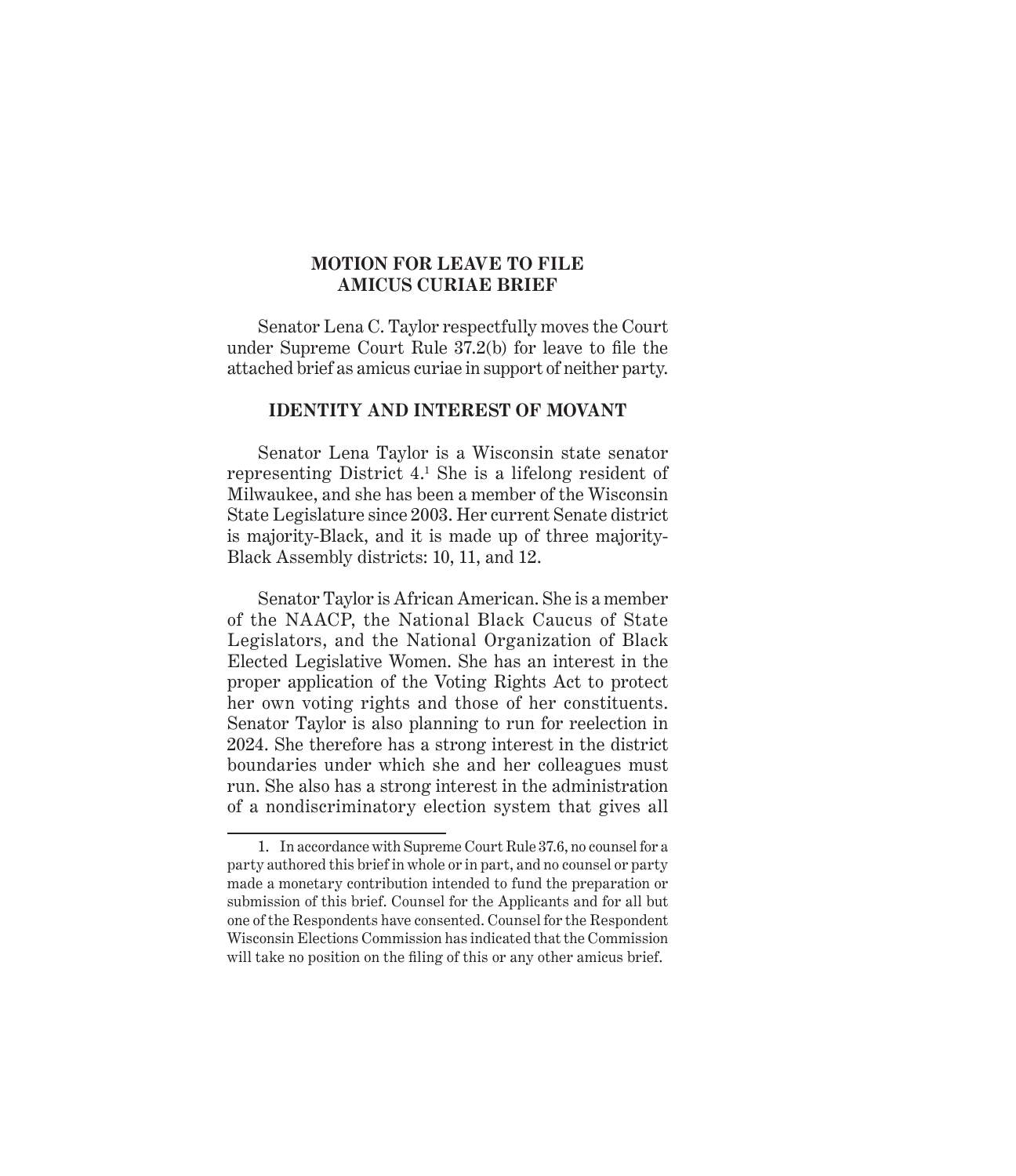## MOTION FOR LEAVE TO FILE AMICUS CURIAE BRIEF

Senator Lena C. Taylor respectfully moves the Court under Supreme Court Rule 37.2(b) for leave to file the attached brief as amicus curiae in support of neither party.

## IDENTITY AND INTEREST OF MOVANT

Senator Lena Taylor is a Wisconsin state senator representing District 4.[1] She is a lifelong resident of Milwaukee, and she has been a member of the Wisconsin State Legislature since 2003. Her current Senate district is majority-Black, and it is made up of three majority-Black Assembly districts: 10, 11, and 12.

Senator Taylor is African American. She is a member of the NAACP, the National Black Caucus of State Legislators, and the National Organization of Black Elected Legislative Women. She has an interest in the proper application of the Voting Rights Act to protect her own voting rights and those of her constituents. Senator Taylor is also planning to run for reelection in 2024. She therefore has a strong interest in the district boundaries under which she and her colleagues must run. She also has a strong interest in the administration of a nondiscriminatory election system that gives all

---

1. In accordance with Supreme Court Rule 37.6, no counsel for a party authored this brief in whole or in part, and no counsel or party made a monetary contribution intended to fund the preparation or submission of this brief. Counsel for the Applicants and for all but one of the Respondents have consented. Counsel for the Respondent Wisconsin Elections Commission has indicated that the Commission will take no position on the filing of this or any other amicus brief.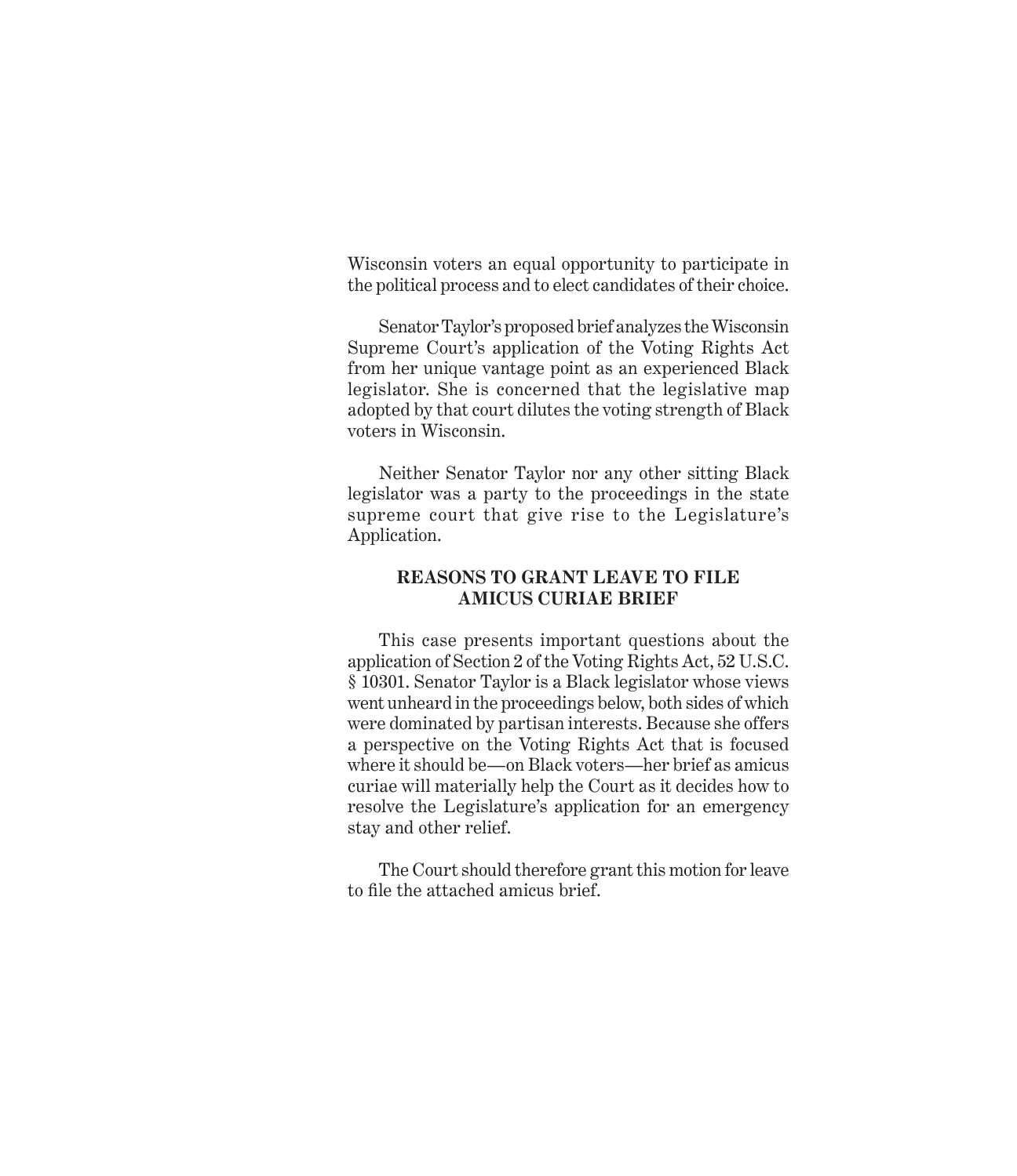Wisconsin voters an equal opportunity to participate in the political process and to elect candidates of their choice.

Senator Taylor's proposed brief analyzes the Wisconsin Supreme Court's application of the Voting Rights Act from her unique vantage point as an experienced Black legislator. She is concerned that the legislative map adopted by that court dilutes the voting strength of Black voters in Wisconsin.

Neither Senator Taylor nor any other sitting Black legislator was a party to the proceedings in the state supreme court that give rise to the Legislature's Application.

## REASONS TO GRANT LEAVE TO FILE AMICUS CURIAE BRIEF

This case presents important questions about the application of Section 2 of the Voting Rights Act, 52 U.S.C. § 10301. Senator Taylor is a Black legislator whose views went unheard in the proceedings below, both sides of which were dominated by partisan interests. Because she offers a perspective on the Voting Rights Act that is focused where it should be—on Black voters—her brief as amicus curiae will materially help the Court as it decides how to resolve the Legislature's application for an emergency stay and other relief.

The Court should therefore grant this motion for leave to file the attached amicus brief.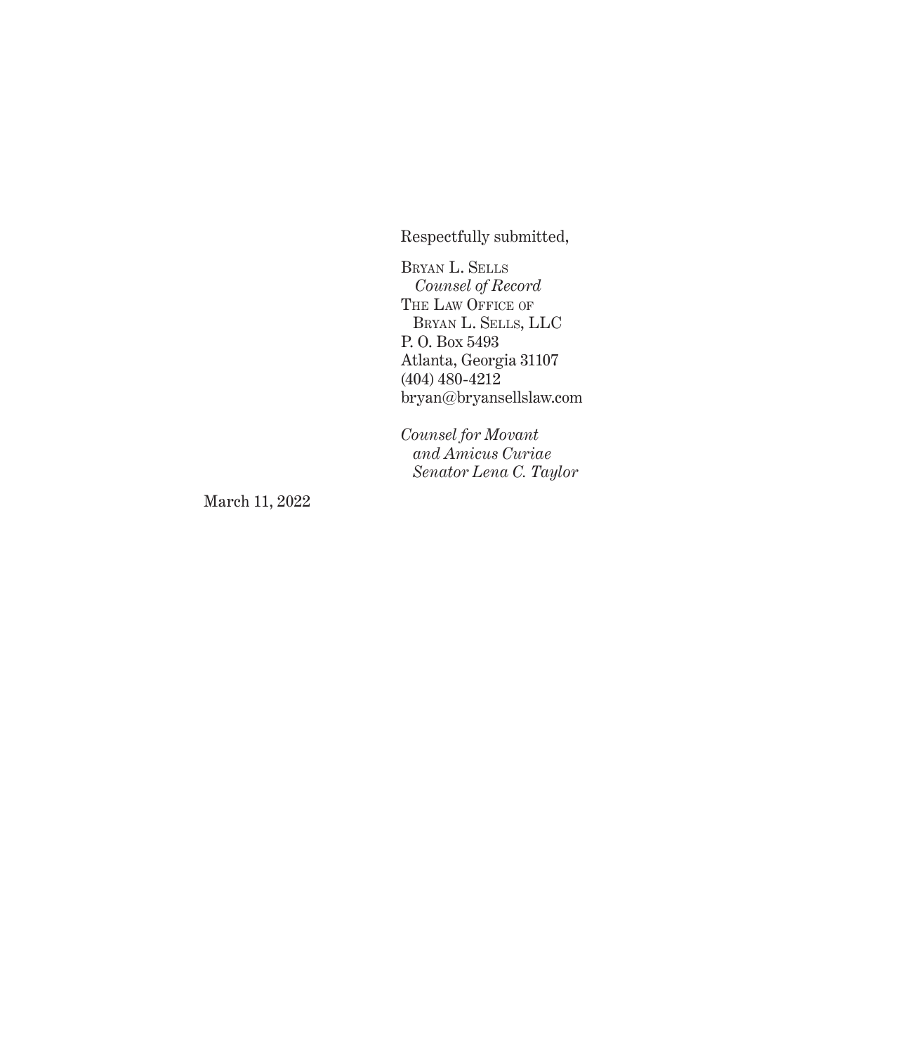Respectfully submitted,

Bryan L. Sells
*Counsel of Record*
The Law Office of
Bryan L. Sells, LLC
P. O. Box 5493
Atlanta, Georgia 31107
(404) 480-4212
bryan@bryansellslaw.com

*Counsel for Movant
and Amicus Curiae
Senator Lena C. Taylor*

March 11, 2022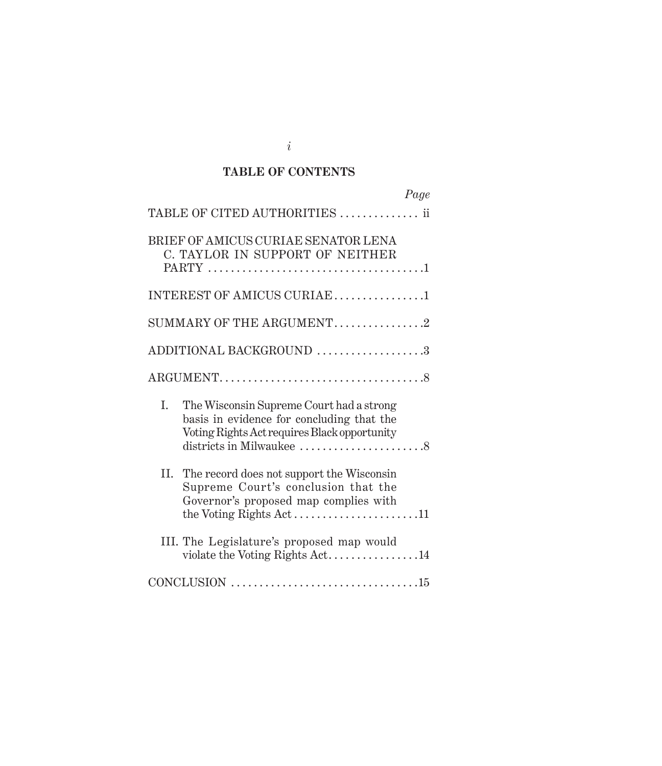## TABLE OF CONTENTS

| | *Page* |
|---|---|
| TABLE OF CITED AUTHORITIES | ii |
| BRIEF OF AMICUS CURIAE SENATOR LENA C. TAYLOR IN SUPPORT OF NEITHER PARTY | 1 |
| INTEREST OF AMICUS CURIAE | 1 |
| SUMMARY OF THE ARGUMENT | 2 |
| ADDITIONAL BACKGROUND | 3 |
| ARGUMENT | 8 |
| I. The Wisconsin Supreme Court had a strong basis in evidence for concluding that the Voting Rights Act requires Black opportunity districts in Milwaukee | 8 |
| II. The record does not support the Wisconsin Supreme Court's conclusion that the Governor's proposed map complies with the Voting Rights Act | 11 |
| III. The Legislature's proposed map would violate the Voting Rights Act | 14 |
| CONCLUSION | 15 |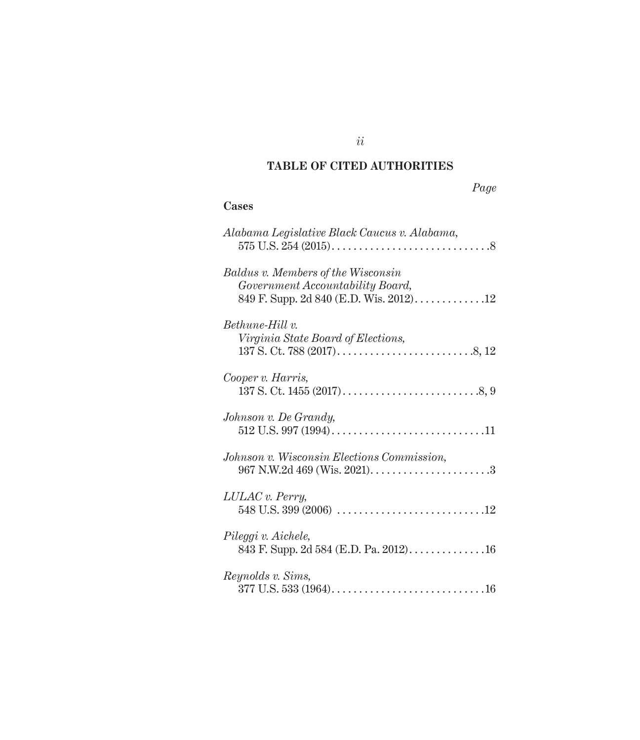## TABLE OF CITED AUTHORITIES

*Page*

### Cases

*Alabama Legislative Black Caucus v. Alabama*, 575 U.S. 254 (2015) . . . . . . . . . . . . . . . . . . . . . . . . . . . . . .8

*Baldus v. Members of the Wisconsin Government Accountability Board*, 849 F. Supp. 2d 840 (E.D. Wis. 2012) . . . . . . . . . . . . .12

*Bethune-Hill v. Virginia State Board of Elections*, 137 S. Ct. 788 (2017) . . . . . . . . . . . . . . . . . . . . . . . . . .8, 12

*Cooper v. Harris*, 137 S. Ct. 1455 (2017) . . . . . . . . . . . . . . . . . . . . . . . . . .8, 9

*Johnson v. De Grandy*, 512 U.S. 997 (1994) . . . . . . . . . . . . . . . . . . . . . . . . . . . . .11

*Johnson v. Wisconsin Elections Commission*, 967 N.W.2d 469 (Wis. 2021) . . . . . . . . . . . . . . . . . . . . . . .3

*LULAC v. Perry*, 548 U.S. 399 (2006) . . . . . . . . . . . . . . . . . . . . . . . . . . . .12

*Pileggi v. Aichele*, 843 F. Supp. 2d 584 (E.D. Pa. 2012) . . . . . . . . . . . . . .16

*Reynolds v. Sims*, 377 U.S. 533 (1964) . . . . . . . . . . . . . . . . . . . . . . . . . . . . .16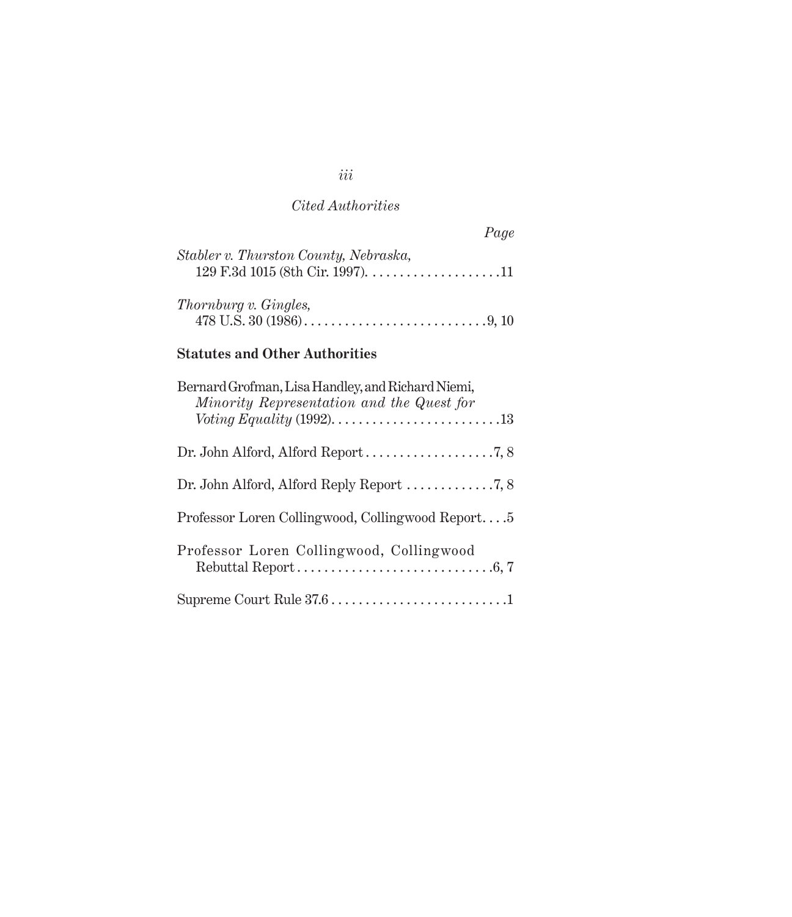*Cited Authorities*

*Page*

*Stabler v. Thurston County, Nebraska,*
129 F.3d 1015 (8th Cir. 1997). . . . . . . . . . . . . . . . . . . . .11

*Thornburg v. Gingles,*
478 U.S. 30 (1986) . . . . . . . . . . . . . . . . . . . . . . . . . . . .9, 10

**Statutes and Other Authorities**

Bernard Grofman, Lisa Handley, and Richard Niemi, *Minority Representation and the Quest for Voting Equality* (1992). . . . . . . . . . . . . . . . . . . . . . . . .13

Dr. John Alford, Alford Report . . . . . . . . . . . . . . . . . . . .7, 8

Dr. John Alford, Alford Reply Report . . . . . . . . . . . . .7, 8

Professor Loren Collingwood, Collingwood Report. . . .5

Professor Loren Collingwood, Collingwood Rebuttal Report . . . . . . . . . . . . . . . . . . . . . . . . . . . . .6, 7

Supreme Court Rule 37.6 . . . . . . . . . . . . . . . . . . . . . . . . . .1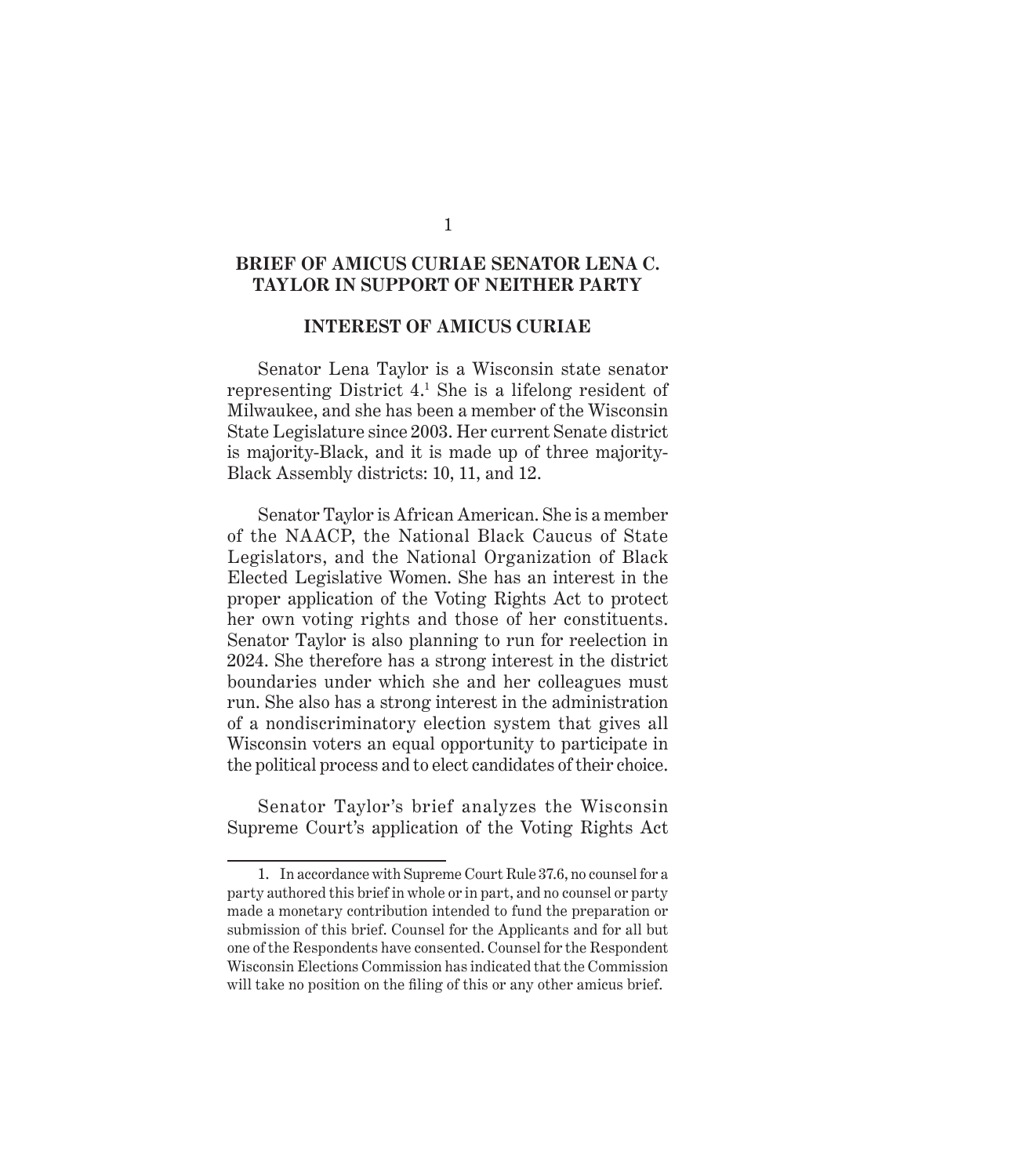## BRIEF OF AMICUS CURIAE SENATOR LENA C. TAYLOR IN SUPPORT OF NEITHER PARTY

### INTEREST OF AMICUS CURIAE

Senator Lena Taylor is a Wisconsin state senator representing District 4.[1] She is a lifelong resident of Milwaukee, and she has been a member of the Wisconsin State Legislature since 2003. Her current Senate district is majority-Black, and it is made up of three majority-Black Assembly districts: 10, 11, and 12.

Senator Taylor is African American. She is a member of the NAACP, the National Black Caucus of State Legislators, and the National Organization of Black Elected Legislative Women. She has an interest in the proper application of the Voting Rights Act to protect her own voting rights and those of her constituents. Senator Taylor is also planning to run for reelection in 2024. She therefore has a strong interest in the district boundaries under which she and her colleagues must run. She also has a strong interest in the administration of a nondiscriminatory election system that gives all Wisconsin voters an equal opportunity to participate in the political process and to elect candidates of their choice.

Senator Taylor's brief analyzes the Wisconsin Supreme Court's application of the Voting Rights Act

---

1. In accordance with Supreme Court Rule 37.6, no counsel for a party authored this brief in whole or in part, and no counsel or party made a monetary contribution intended to fund the preparation or submission of this brief. Counsel for the Applicants and for all but one of the Respondents have consented. Counsel for the Respondent Wisconsin Elections Commission has indicated that the Commission will take no position on the filing of this or any other amicus brief.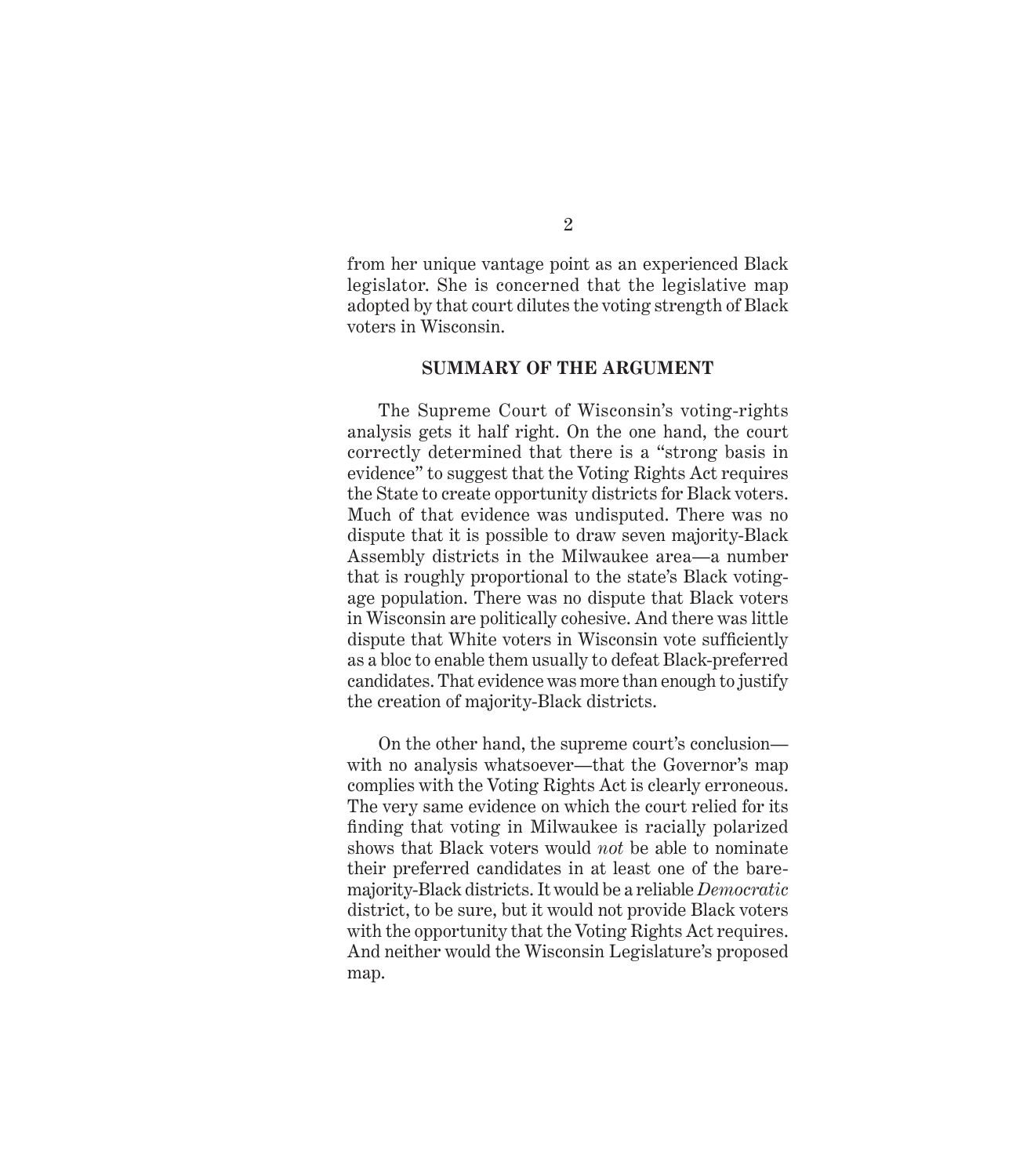from her unique vantage point as an experienced Black legislator. She is concerned that the legislative map adopted by that court dilutes the voting strength of Black voters in Wisconsin.

## SUMMARY OF THE ARGUMENT

The Supreme Court of Wisconsin's voting-rights analysis gets it half right. On the one hand, the court correctly determined that there is a "strong basis in evidence" to suggest that the Voting Rights Act requires the State to create opportunity districts for Black voters. Much of that evidence was undisputed. There was no dispute that it is possible to draw seven majority-Black Assembly districts in the Milwaukee area—a number that is roughly proportional to the state's Black voting-age population. There was no dispute that Black voters in Wisconsin are politically cohesive. And there was little dispute that White voters in Wisconsin vote sufficiently as a bloc to enable them usually to defeat Black-preferred candidates. That evidence was more than enough to justify the creation of majority-Black districts.

On the other hand, the supreme court's conclusion—with no analysis whatsoever—that the Governor's map complies with the Voting Rights Act is clearly erroneous. The very same evidence on which the court relied for its finding that voting in Milwaukee is racially polarized shows that Black voters would *not* be able to nominate their preferred candidates in at least one of the bare-majority-Black districts. It would be a reliable *Democratic* district, to be sure, but it would not provide Black voters with the opportunity that the Voting Rights Act requires. And neither would the Wisconsin Legislature's proposed map.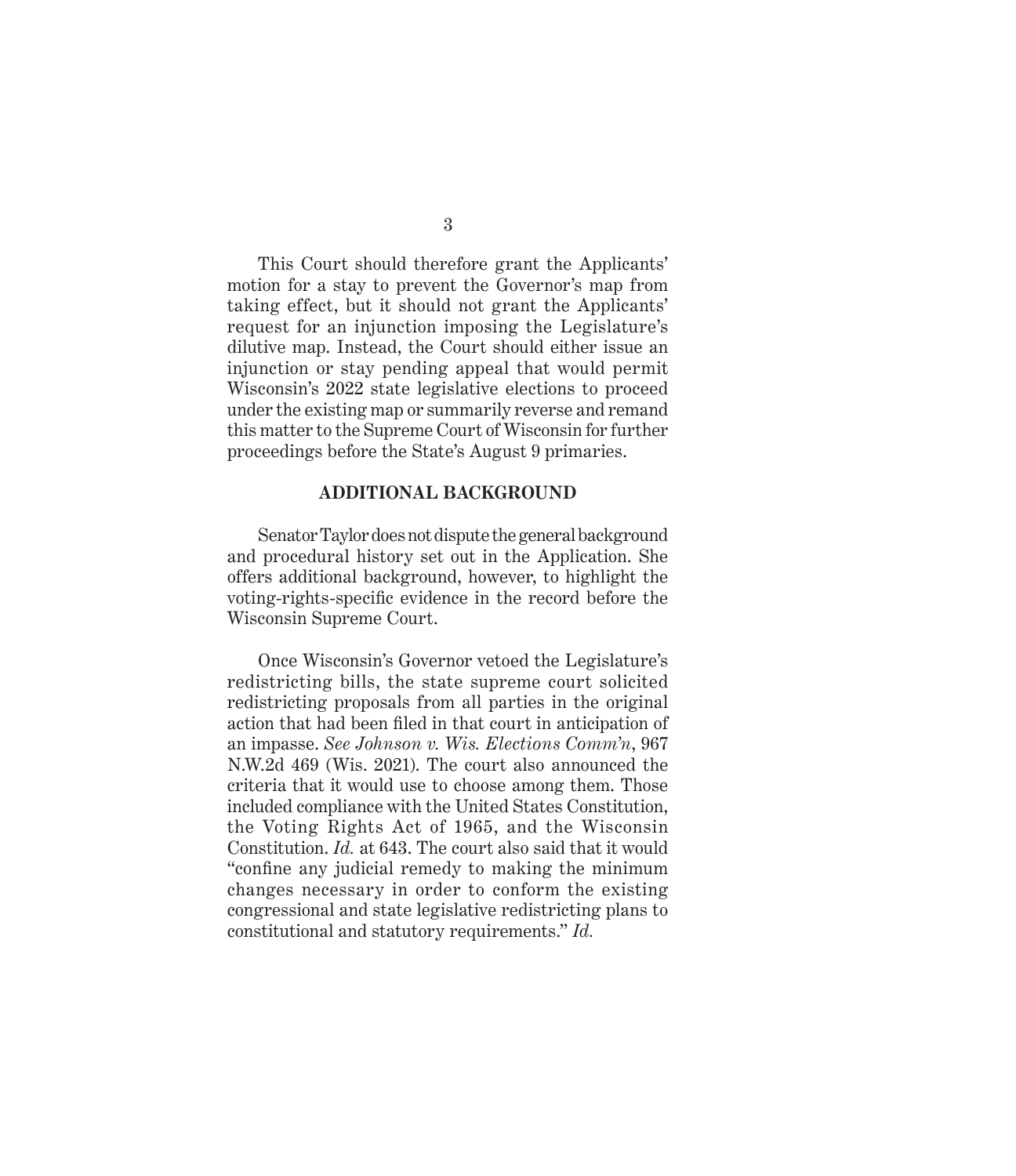This Court should therefore grant the Applicants' motion for a stay to prevent the Governor's map from taking effect, but it should not grant the Applicants' request for an injunction imposing the Legislature's dilutive map. Instead, the Court should either issue an injunction or stay pending appeal that would permit Wisconsin's 2022 state legislative elections to proceed under the existing map or summarily reverse and remand this matter to the Supreme Court of Wisconsin for further proceedings before the State's August 9 primaries.

## ADDITIONAL BACKGROUND

Senator Taylor does not dispute the general background and procedural history set out in the Application. She offers additional background, however, to highlight the voting-rights-specific evidence in the record before the Wisconsin Supreme Court.

Once Wisconsin's Governor vetoed the Legislature's redistricting bills, the state supreme court solicited redistricting proposals from all parties in the original action that had been filed in that court in anticipation of an impasse. *See Johnson v. Wis. Elections Comm'n*, 967 N.W.2d 469 (Wis. 2021). The court also announced the criteria that it would use to choose among them. Those included compliance with the United States Constitution, the Voting Rights Act of 1965, and the Wisconsin Constitution. *Id.* at 643. The court also said that it would "confine any judicial remedy to making the minimum changes necessary in order to conform the existing congressional and state legislative redistricting plans to constitutional and statutory requirements." *Id.*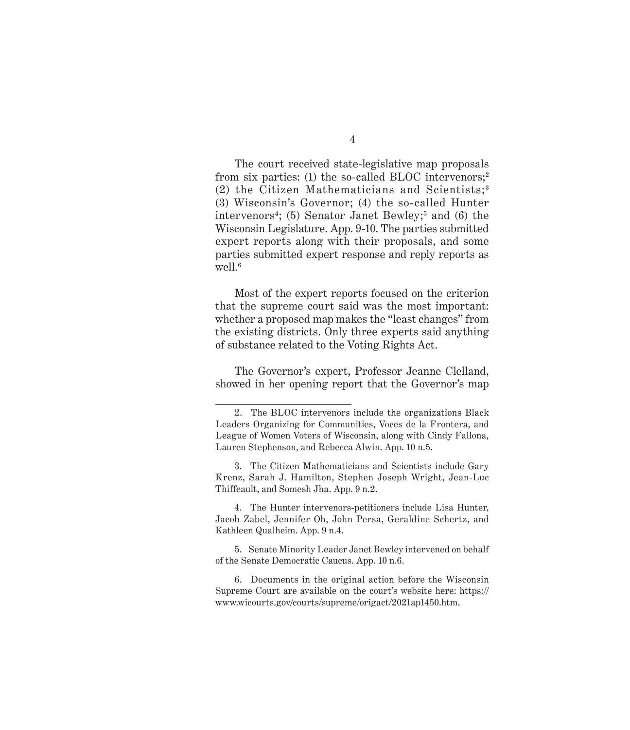The court received state-legislative map proposals from six parties: (1) the so-called BLOC intervenors;[2] (2) the Citizen Mathematicians and Scientists;[3] (3) Wisconsin's Governor; (4) the so-called Hunter intervenors[4]; (5) Senator Janet Bewley;[5] and (6) the Wisconsin Legislature. App. 9-10. The parties submitted expert reports along with their proposals, and some parties submitted expert response and reply reports as well.[6]

Most of the expert reports focused on the criterion that the supreme court said was the most important: whether a proposed map makes the "least changes" from the existing districts. Only three experts said anything of substance related to the Voting Rights Act.

The Governor's expert, Professor Jeanne Clelland, showed in her opening report that the Governor's map

---

2. The BLOC intervenors include the organizations Black Leaders Organizing for Communities, Voces de la Frontera, and League of Women Voters of Wisconsin, along with Cindy Fallona, Lauren Stephenson, and Rebecca Alwin. App. 10 n.5.

3. The Citizen Mathematicians and Scientists include Gary Krenz, Sarah J. Hamilton, Stephen Joseph Wright, Jean-Luc Thiffeault, and Somesh Jha. App. 9 n.2.

4. The Hunter intervenors-petitioners include Lisa Hunter, Jacob Zabel, Jennifer Oh, John Persa, Geraldine Schertz, and Kathleen Qualheim. App. 9 n.4.

5. Senate Minority Leader Janet Bewley intervened on behalf of the Senate Democratic Caucus. App. 10 n.6.

6. Documents in the original action before the Wisconsin Supreme Court are available on the court's website here: https://www.wicourts.gov/courts/supreme/origact/2021ap1450.htm.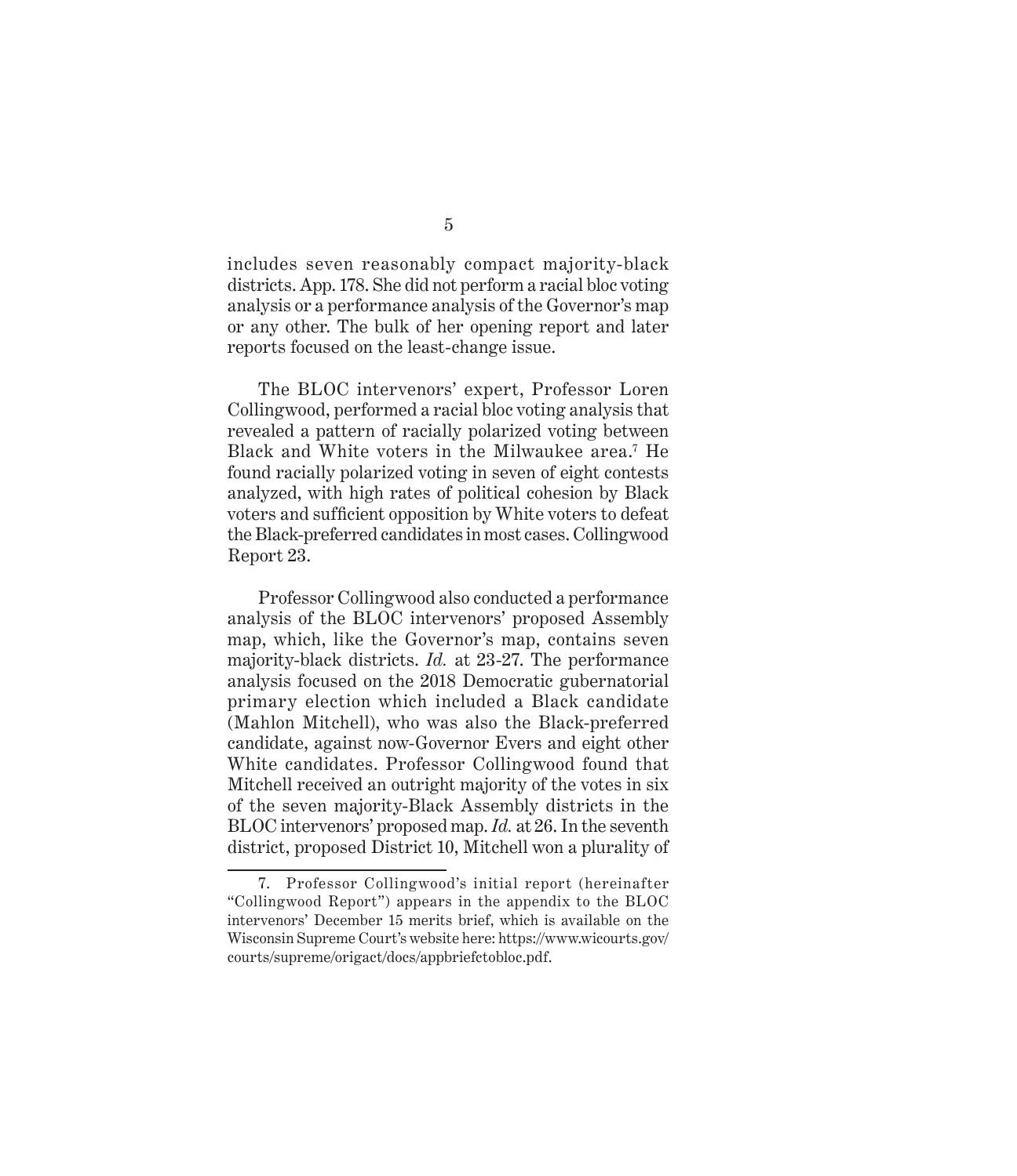includes seven reasonably compact majority-black districts. App. 178. She did not perform a racial bloc voting analysis or a performance analysis of the Governor's map or any other. The bulk of her opening report and later reports focused on the least-change issue.

The BLOC intervenors' expert, Professor Loren Collingwood, performed a racial bloc voting analysis that revealed a pattern of racially polarized voting between Black and White voters in the Milwaukee area.[7] He found racially polarized voting in seven of eight contests analyzed, with high rates of political cohesion by Black voters and sufficient opposition by White voters to defeat the Black-preferred candidates in most cases. Collingwood Report 23.

Professor Collingwood also conducted a performance analysis of the BLOC intervenors' proposed Assembly map, which, like the Governor's map, contains seven majority-black districts. *Id.* at 23-27. The performance analysis focused on the 2018 Democratic gubernatorial primary election which included a Black candidate (Mahlon Mitchell), who was also the Black-preferred candidate, against now-Governor Evers and eight other White candidates. Professor Collingwood found that Mitchell received an outright majority of the votes in six of the seven majority-Black Assembly districts in the BLOC intervenors' proposed map. *Id.* at 26. In the seventh district, proposed District 10, Mitchell won a plurality of

---

7. Professor Collingwood's initial report (hereinafter "Collingwood Report") appears in the appendix to the BLOC intervenors' December 15 merits brief, which is available on the Wisconsin Supreme Court's website here: https://www.wicourts.gov/courts/supreme/origact/docs/appbriefctobloc.pdf.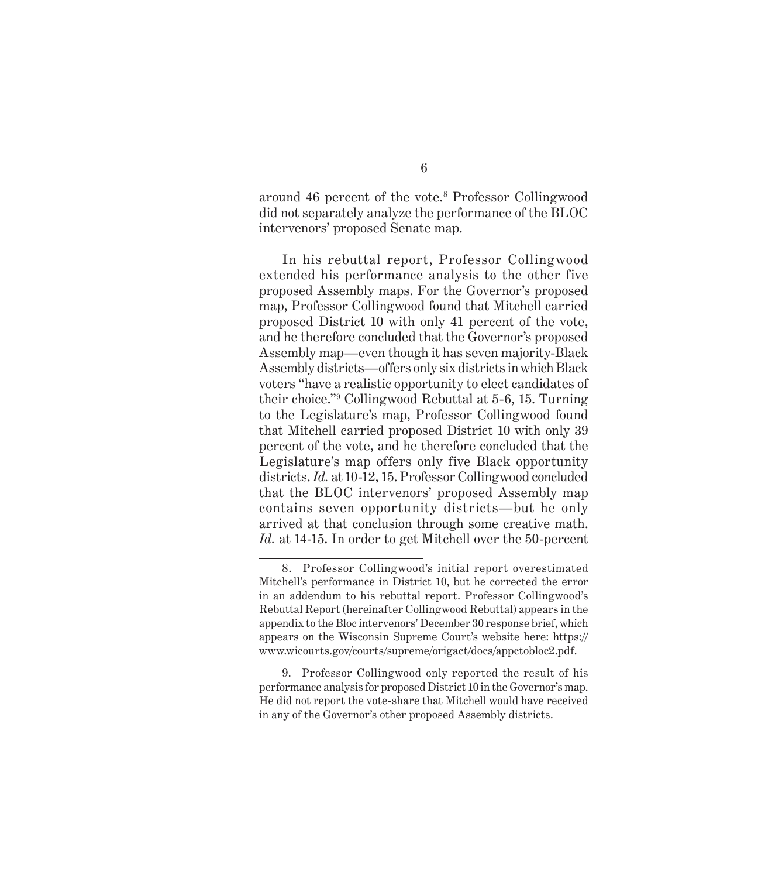around 46 percent of the vote.[8] Professor Collingwood did not separately analyze the performance of the BLOC intervenors' proposed Senate map.

In his rebuttal report, Professor Collingwood extended his performance analysis to the other five proposed Assembly maps. For the Governor's proposed map, Professor Collingwood found that Mitchell carried proposed District 10 with only 41 percent of the vote, and he therefore concluded that the Governor's proposed Assembly map—even though it has seven majority-Black Assembly districts—offers only six districts in which Black voters "have a realistic opportunity to elect candidates of their choice."[9] Collingwood Rebuttal at 5-6, 15. Turning to the Legislature's map, Professor Collingwood found that Mitchell carried proposed District 10 with only 39 percent of the vote, and he therefore concluded that the Legislature's map offers only five Black opportunity districts. *Id.* at 10-12, 15. Professor Collingwood concluded that the BLOC intervenors' proposed Assembly map contains seven opportunity districts—but he only arrived at that conclusion through some creative math. *Id.* at 14-15. In order to get Mitchell over the 50-percent

---

8. Professor Collingwood's initial report overestimated Mitchell's performance in District 10, but he corrected the error in an addendum to his rebuttal report. Professor Collingwood's Rebuttal Report (hereinafter Collingwood Rebuttal) appears in the appendix to the Bloc intervenors' December 30 response brief, which appears on the Wisconsin Supreme Court's website here: https://www.wicourts.gov/courts/supreme/origact/docs/appctobloc2.pdf.

9. Professor Collingwood only reported the result of his performance analysis for proposed District 10 in the Governor's map. He did not report the vote-share that Mitchell would have received in any of the Governor's other proposed Assembly districts.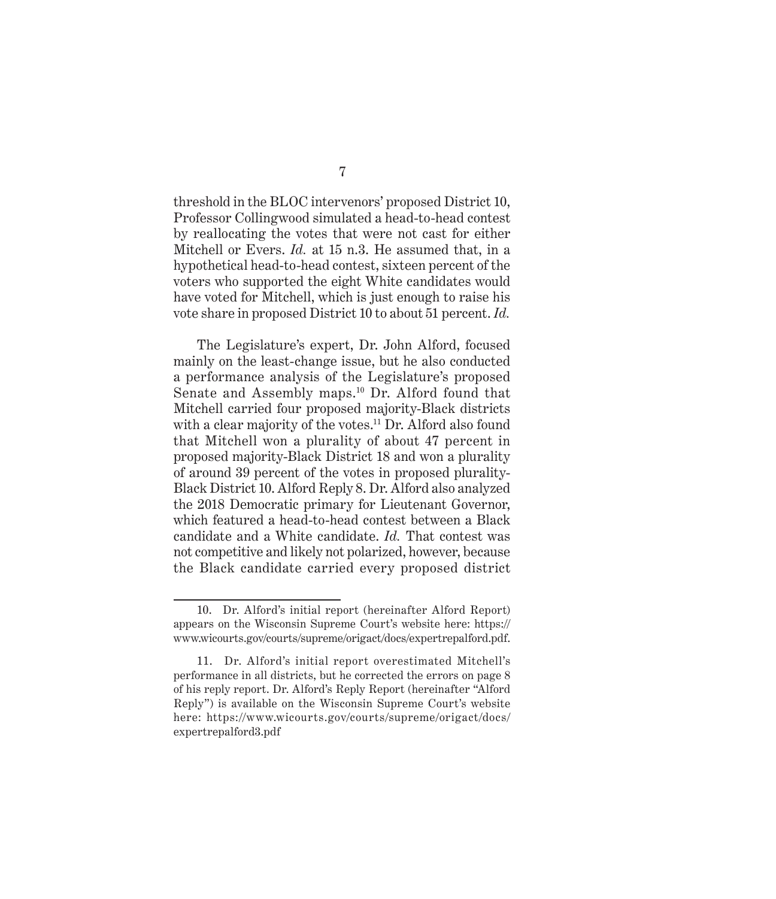threshold in the BLOC intervenors' proposed District 10, Professor Collingwood simulated a head-to-head contest by reallocating the votes that were not cast for either Mitchell or Evers. *Id.* at 15 n.3. He assumed that, in a hypothetical head-to-head contest, sixteen percent of the voters who supported the eight White candidates would have voted for Mitchell, which is just enough to raise his vote share in proposed District 10 to about 51 percent. *Id.*

The Legislature's expert, Dr. John Alford, focused mainly on the least-change issue, but he also conducted a performance analysis of the Legislature's proposed Senate and Assembly maps.[10] Dr. Alford found that Mitchell carried four proposed majority-Black districts with a clear majority of the votes.[11] Dr. Alford also found that Mitchell won a plurality of about 47 percent in proposed majority-Black District 18 and won a plurality of around 39 percent of the votes in proposed plurality-Black District 10. Alford Reply 8. Dr. Alford also analyzed the 2018 Democratic primary for Lieutenant Governor, which featured a head-to-head contest between a Black candidate and a White candidate. *Id.* That contest was not competitive and likely not polarized, however, because the Black candidate carried every proposed district

---

10. Dr. Alford's initial report (hereinafter Alford Report) appears on the Wisconsin Supreme Court's website here: https://www.wicourts.gov/courts/supreme/origact/docs/expertrepalford.pdf.

11. Dr. Alford's initial report overestimated Mitchell's performance in all districts, but he corrected the errors on page 8 of his reply report. Dr. Alford's Reply Report (hereinafter "Alford Reply") is available on the Wisconsin Supreme Court's website here: https://www.wicourts.gov/courts/supreme/origact/docs/expertrepalford3.pdf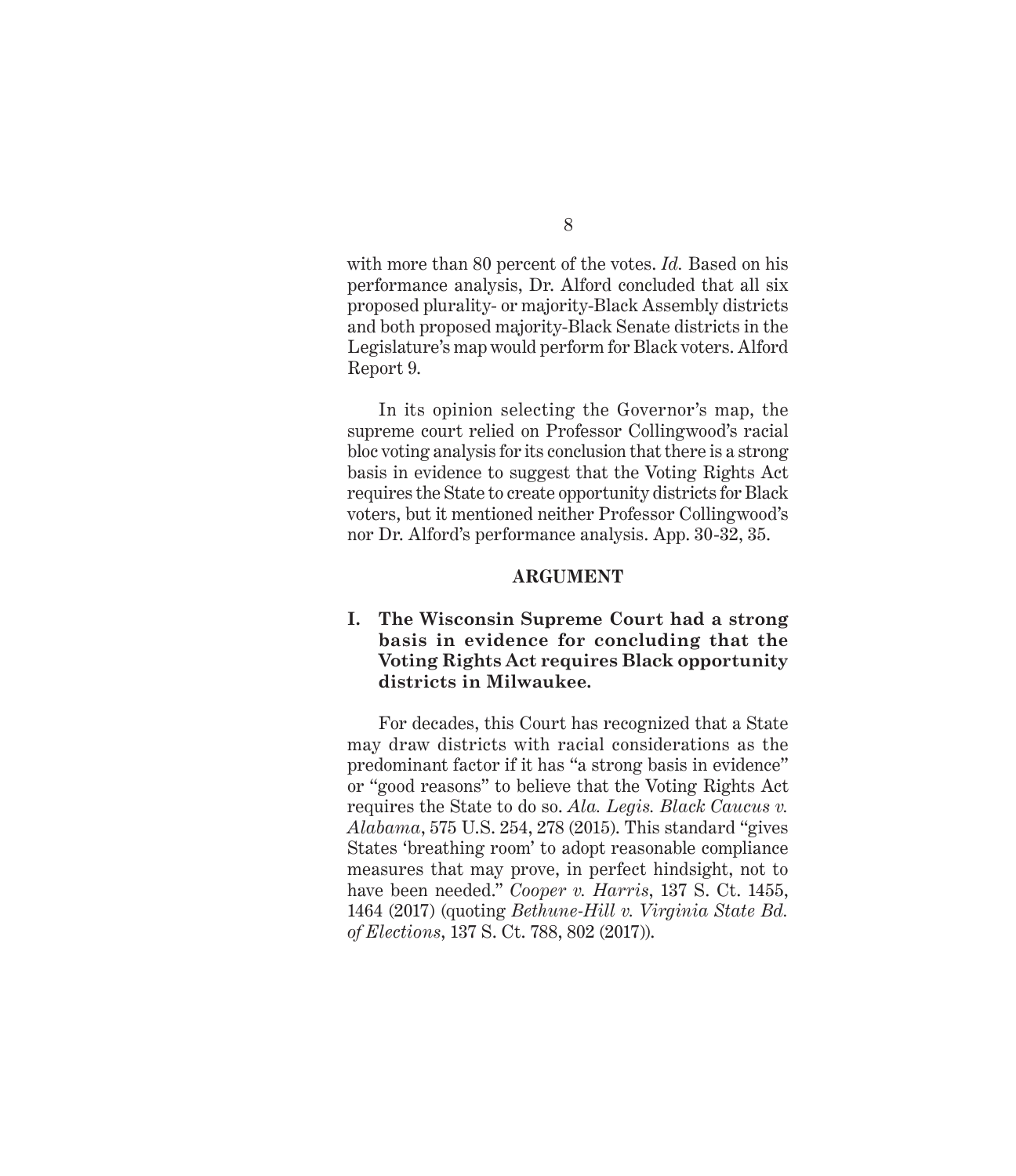with more than 80 percent of the votes. *Id.* Based on his performance analysis, Dr. Alford concluded that all six proposed plurality- or majority-Black Assembly districts and both proposed majority-Black Senate districts in the Legislature's map would perform for Black voters. Alford Report 9.

In its opinion selecting the Governor's map, the supreme court relied on Professor Collingwood's racial bloc voting analysis for its conclusion that there is a strong basis in evidence to suggest that the Voting Rights Act requires the State to create opportunity districts for Black voters, but it mentioned neither Professor Collingwood's nor Dr. Alford's performance analysis. App. 30-32, 35.

## ARGUMENT

### I. The Wisconsin Supreme Court had a strong basis in evidence for concluding that the Voting Rights Act requires Black opportunity districts in Milwaukee.

For decades, this Court has recognized that a State may draw districts with racial considerations as the predominant factor if it has "a strong basis in evidence" or "good reasons" to believe that the Voting Rights Act requires the State to do so. *Ala. Legis. Black Caucus v. Alabama*, 575 U.S. 254, 278 (2015). This standard "gives States 'breathing room' to adopt reasonable compliance measures that may prove, in perfect hindsight, not to have been needed." *Cooper v. Harris*, 137 S. Ct. 1455, 1464 (2017) (quoting *Bethune-Hill v. Virginia State Bd. of Elections*, 137 S. Ct. 788, 802 (2017)).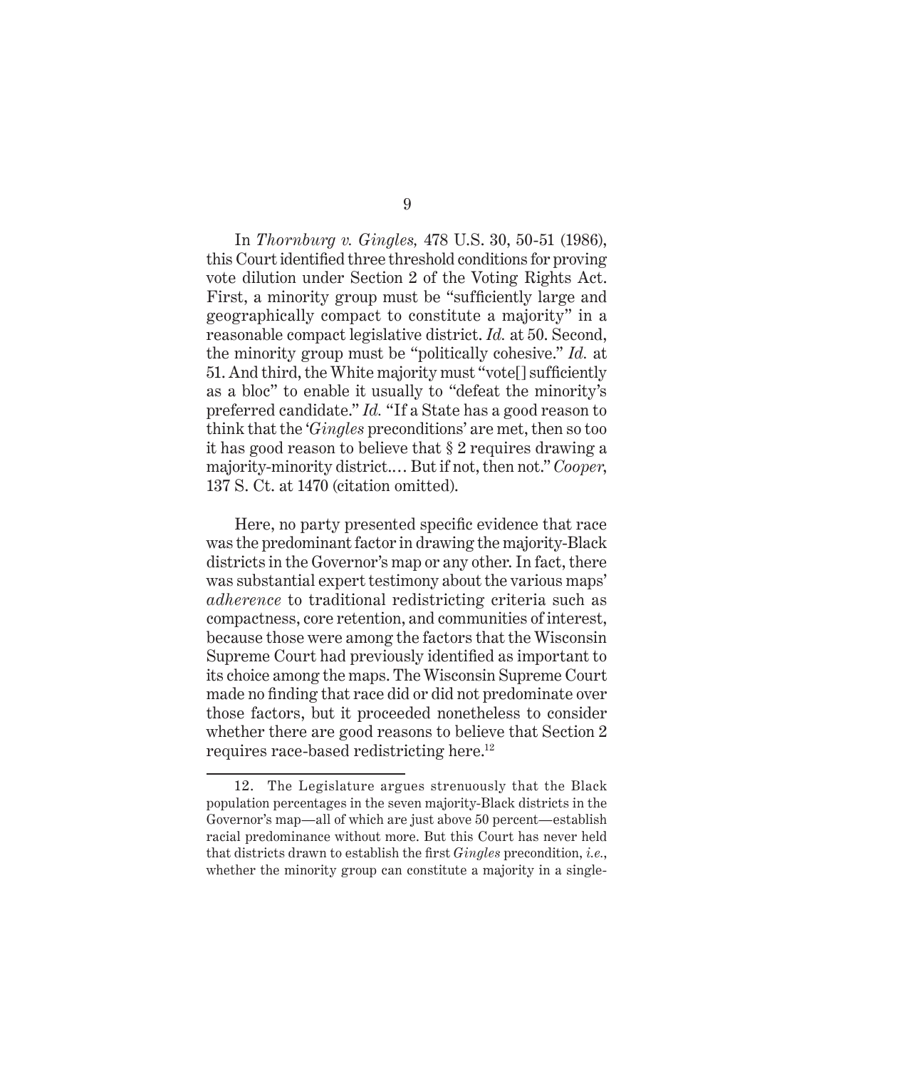In *Thornburg v. Gingles,* 478 U.S. 30, 50-51 (1986), this Court identified three threshold conditions for proving vote dilution under Section 2 of the Voting Rights Act. First, a minority group must be "sufficiently large and geographically compact to constitute a majority" in a reasonable compact legislative district. *Id.* at 50. Second, the minority group must be "politically cohesive." *Id.* at 51. And third, the White majority must "vote[] sufficiently as a bloc" to enable it usually to "defeat the minority's preferred candidate." *Id.* "If a State has a good reason to think that the '*Gingles* preconditions' are met, then so too it has good reason to believe that § 2 requires drawing a majority-minority district.… But if not, then not." *Cooper*, 137 S. Ct. at 1470 (citation omitted).

Here, no party presented specific evidence that race was the predominant factor in drawing the majority-Black districts in the Governor's map or any other. In fact, there was substantial expert testimony about the various maps' *adherence* to traditional redistricting criteria such as compactness, core retention, and communities of interest, because those were among the factors that the Wisconsin Supreme Court had previously identified as important to its choice among the maps. The Wisconsin Supreme Court made no finding that race did or did not predominate over those factors, but it proceeded nonetheless to consider whether there are good reasons to believe that Section 2 requires race-based redistricting here.[12]

---

12. The Legislature argues strenuously that the Black population percentages in the seven majority-Black districts in the Governor's map—all of which are just above 50 percent—establish racial predominance without more. But this Court has never held that districts drawn to establish the first *Gingles* precondition, *i.e.*, whether the minority group can constitute a majority in a single-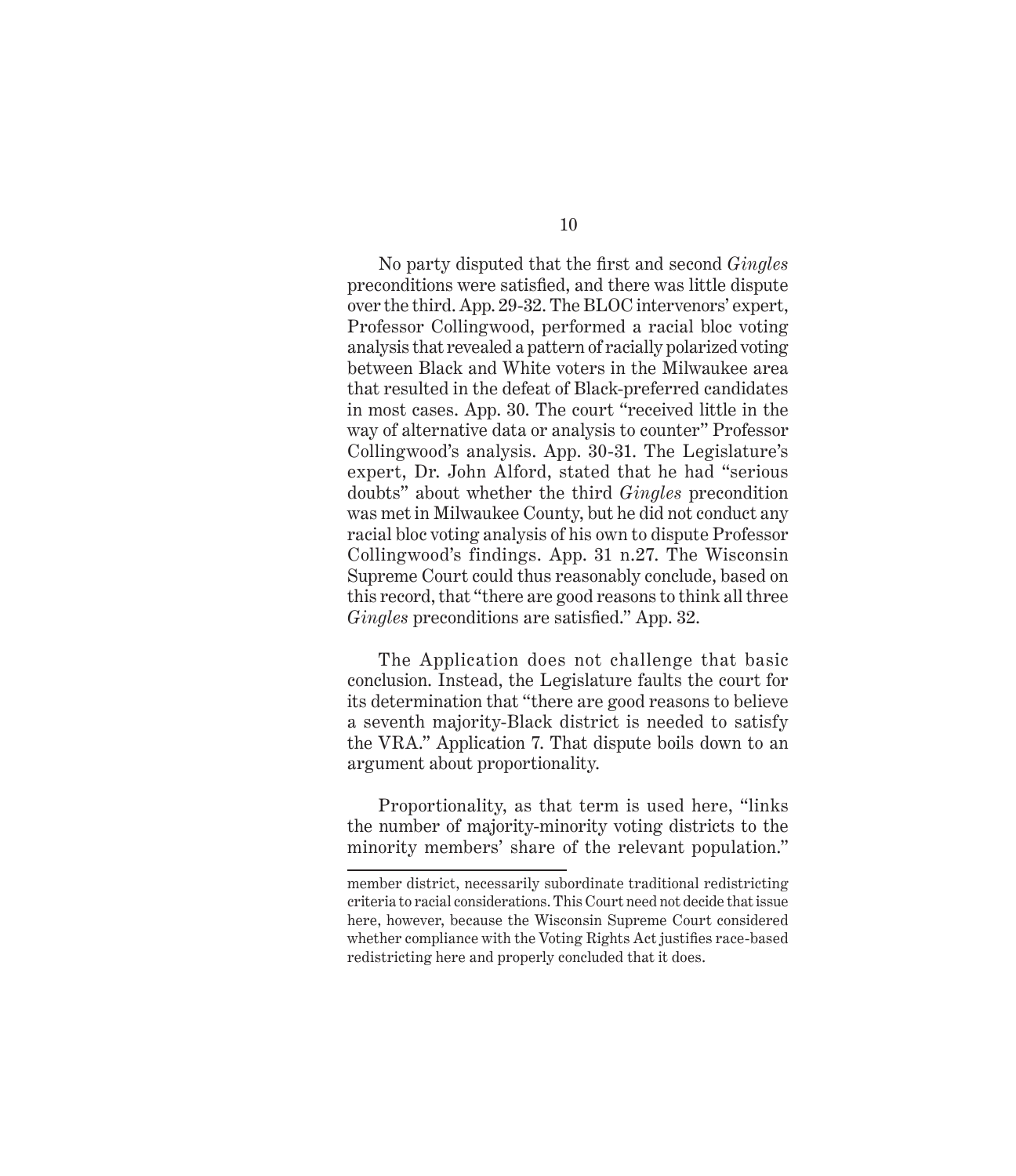No party disputed that the first and second *Gingles* preconditions were satisfied, and there was little dispute over the third. App. 29-32. The BLOC intervenors' expert, Professor Collingwood, performed a racial bloc voting analysis that revealed a pattern of racially polarized voting between Black and White voters in the Milwaukee area that resulted in the defeat of Black-preferred candidates in most cases. App. 30. The court "received little in the way of alternative data or analysis to counter" Professor Collingwood's analysis. App. 30-31. The Legislature's expert, Dr. John Alford, stated that he had "serious doubts" about whether the third *Gingles* precondition was met in Milwaukee County, but he did not conduct any racial bloc voting analysis of his own to dispute Professor Collingwood's findings. App. 31 n.27. The Wisconsin Supreme Court could thus reasonably conclude, based on this record, that "there are good reasons to think all three *Gingles* preconditions are satisfied." App. 32.

The Application does not challenge that basic conclusion. Instead, the Legislature faults the court for its determination that "there are good reasons to believe a seventh majority-Black district is needed to satisfy the VRA." Application 7. That dispute boils down to an argument about proportionality.

Proportionality, as that term is used here, "links the number of majority-minority voting districts to the minority members' share of the relevant population."

---

member district, necessarily subordinate traditional redistricting criteria to racial considerations. This Court need not decide that issue here, however, because the Wisconsin Supreme Court considered whether compliance with the Voting Rights Act justifies race-based redistricting here and properly concluded that it does.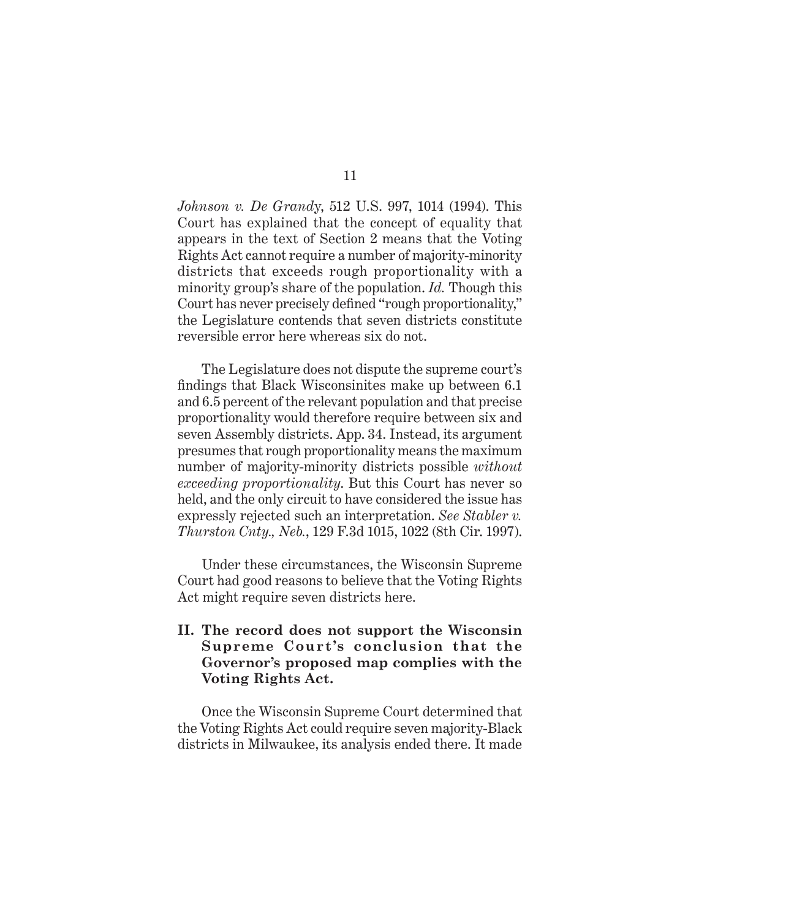*Johnson v. De Grandy*, 512 U.S. 997, 1014 (1994). This Court has explained that the concept of equality that appears in the text of Section 2 means that the Voting Rights Act cannot require a number of majority-minority districts that exceeds rough proportionality with a minority group's share of the population. *Id.* Though this Court has never precisely defined "rough proportionality," the Legislature contends that seven districts constitute reversible error here whereas six do not.

The Legislature does not dispute the supreme court's findings that Black Wisconsinites make up between 6.1 and 6.5 percent of the relevant population and that precise proportionality would therefore require between six and seven Assembly districts. App. 34. Instead, its argument presumes that rough proportionality means the maximum number of majority-minority districts possible *without exceeding proportionality*. But this Court has never so held, and the only circuit to have considered the issue has expressly rejected such an interpretation. *See Stabler v. Thurston Cnty., Neb.*, 129 F.3d 1015, 1022 (8th Cir. 1997).

Under these circumstances, the Wisconsin Supreme Court had good reasons to believe that the Voting Rights Act might require seven districts here.

## II. The record does not support the Wisconsin Supreme Court's conclusion that the Governor's proposed map complies with the Voting Rights Act.

Once the Wisconsin Supreme Court determined that the Voting Rights Act could require seven majority-Black districts in Milwaukee, its analysis ended there. It made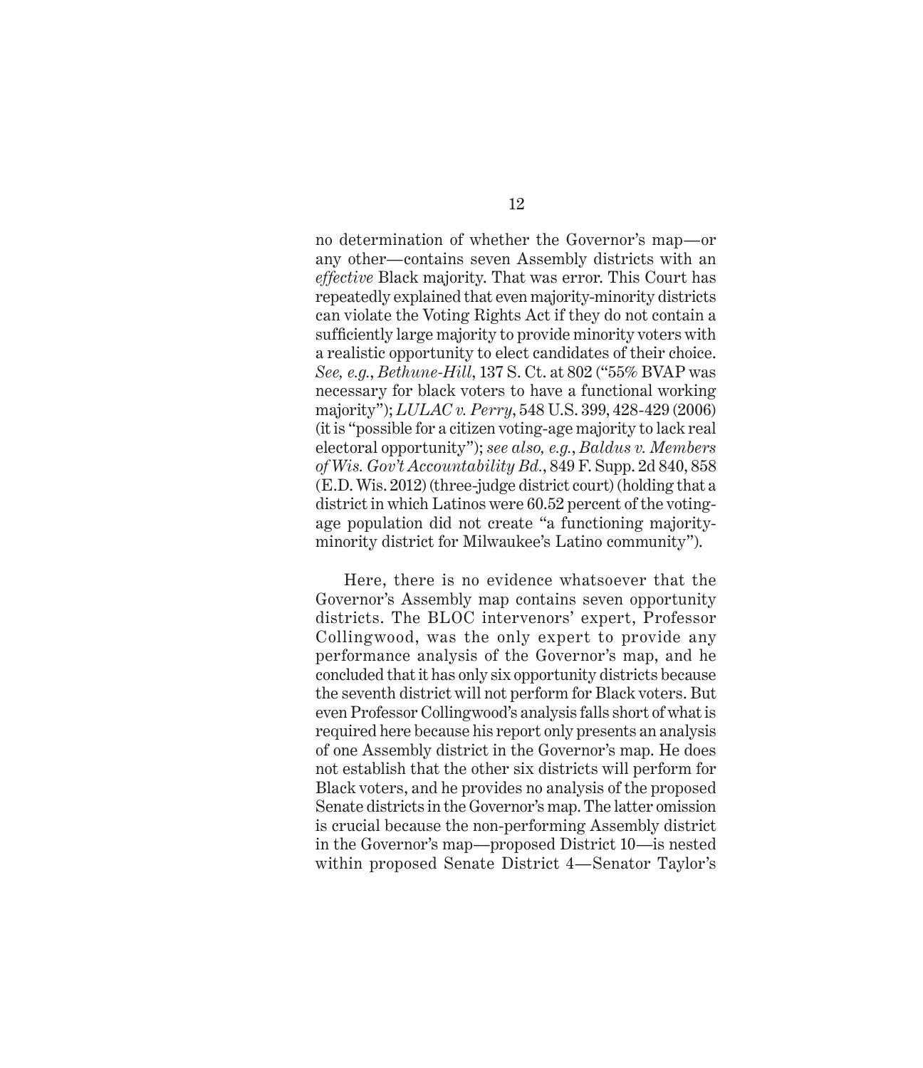no determination of whether the Governor's map—or any other—contains seven Assembly districts with an *effective* Black majority. That was error. This Court has repeatedly explained that even majority-minority districts can violate the Voting Rights Act if they do not contain a sufficiently large majority to provide minority voters with a realistic opportunity to elect candidates of their choice. *See, e.g.*, *Bethune-Hill*, 137 S. Ct. at 802 ("55% BVAP was necessary for black voters to have a functional working majority"); *LULAC v. Perry*, 548 U.S. 399, 428-429 (2006) (it is "possible for a citizen voting-age majority to lack real electoral opportunity"); *see also, e.g.*, *Baldus v. Members of Wis. Gov't Accountability Bd.*, 849 F. Supp. 2d 840, 858 (E.D. Wis. 2012) (three-judge district court) (holding that a district in which Latinos were 60.52 percent of the voting-age population did not create "a functioning majority-minority district for Milwaukee's Latino community").

Here, there is no evidence whatsoever that the Governor's Assembly map contains seven opportunity districts. The BLOC intervenors' expert, Professor Collingwood, was the only expert to provide any performance analysis of the Governor's map, and he concluded that it has only six opportunity districts because the seventh district will not perform for Black voters. But even Professor Collingwood's analysis falls short of what is required here because his report only presents an analysis of one Assembly district in the Governor's map. He does not establish that the other six districts will perform for Black voters, and he provides no analysis of the proposed Senate districts in the Governor's map. The latter omission is crucial because the non-performing Assembly district in the Governor's map—proposed District 10—is nested within proposed Senate District 4—Senator Taylor's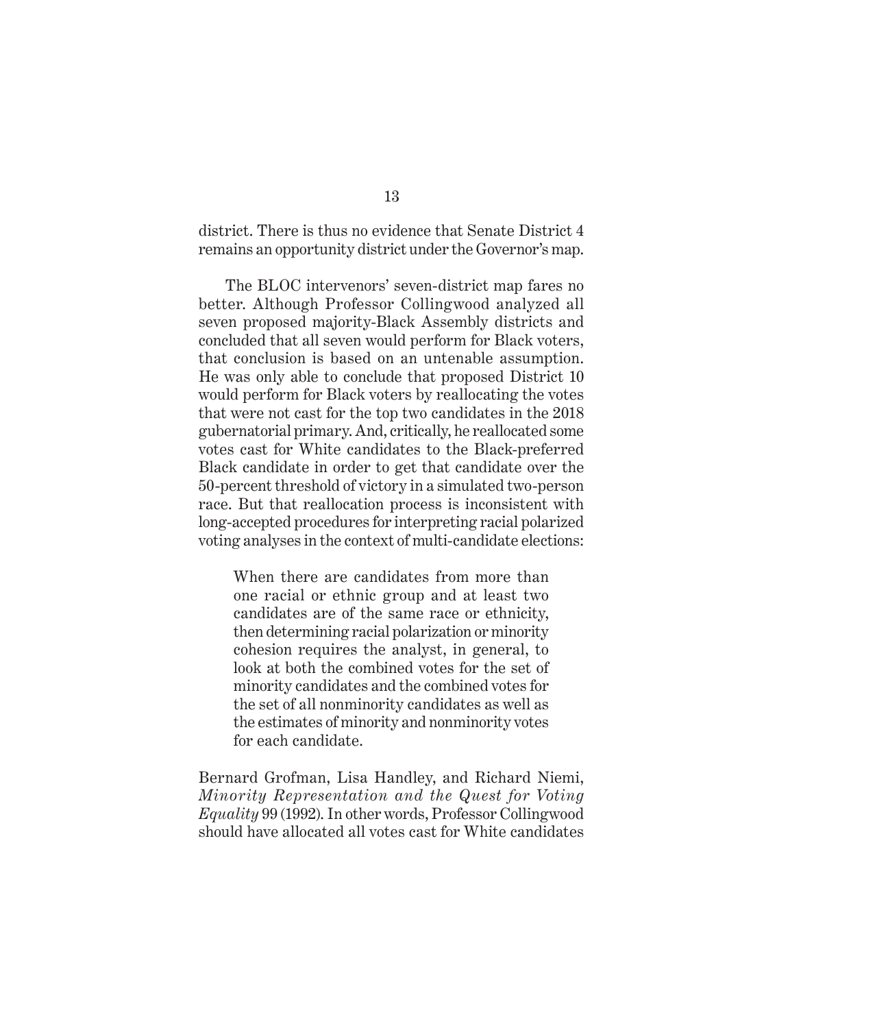district. There is thus no evidence that Senate District 4 remains an opportunity district under the Governor's map.

The BLOC intervenors' seven-district map fares no better. Although Professor Collingwood analyzed all seven proposed majority-Black Assembly districts and concluded that all seven would perform for Black voters, that conclusion is based on an untenable assumption. He was only able to conclude that proposed District 10 would perform for Black voters by reallocating the votes that were not cast for the top two candidates in the 2018 gubernatorial primary. And, critically, he reallocated some votes cast for White candidates to the Black-preferred Black candidate in order to get that candidate over the 50-percent threshold of victory in a simulated two-person race. But that reallocation process is inconsistent with long-accepted procedures for interpreting racial polarized voting analyses in the context of multi-candidate elections:

> When there are candidates from more than one racial or ethnic group and at least two candidates are of the same race or ethnicity, then determining racial polarization or minority cohesion requires the analyst, in general, to look at both the combined votes for the set of minority candidates and the combined votes for the set of all nonminority candidates as well as the estimates of minority and nonminority votes for each candidate.

Bernard Grofman, Lisa Handley, and Richard Niemi, *Minority Representation and the Quest for Voting Equality* 99 (1992). In other words, Professor Collingwood should have allocated all votes cast for White candidates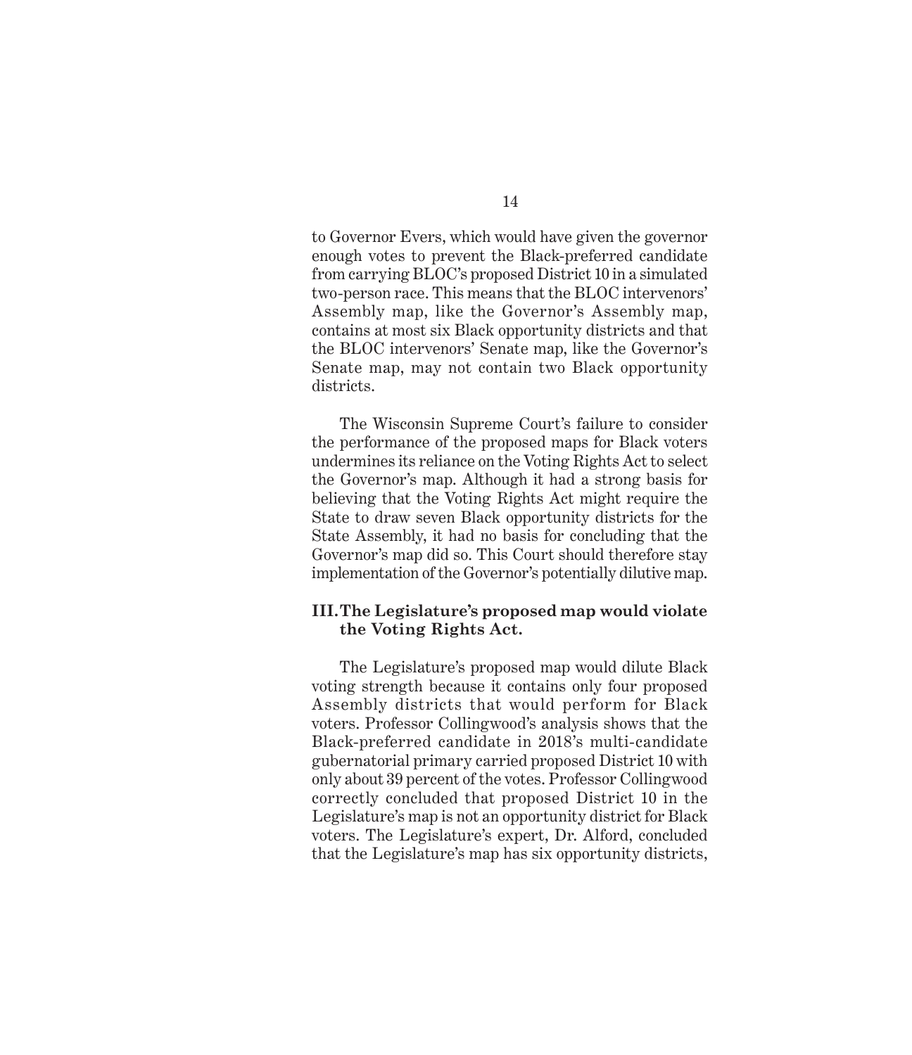to Governor Evers, which would have given the governor enough votes to prevent the Black-preferred candidate from carrying BLOC's proposed District 10 in a simulated two-person race. This means that the BLOC intervenors' Assembly map, like the Governor's Assembly map, contains at most six Black opportunity districts and that the BLOC intervenors' Senate map, like the Governor's Senate map, may not contain two Black opportunity districts.

The Wisconsin Supreme Court's failure to consider the performance of the proposed maps for Black voters undermines its reliance on the Voting Rights Act to select the Governor's map. Although it had a strong basis for believing that the Voting Rights Act might require the State to draw seven Black opportunity districts for the State Assembly, it had no basis for concluding that the Governor's map did so. This Court should therefore stay implementation of the Governor's potentially dilutive map.

### III. The Legislature's proposed map would violate the Voting Rights Act.

The Legislature's proposed map would dilute Black voting strength because it contains only four proposed Assembly districts that would perform for Black voters. Professor Collingwood's analysis shows that the Black-preferred candidate in 2018's multi-candidate gubernatorial primary carried proposed District 10 with only about 39 percent of the votes. Professor Collingwood correctly concluded that proposed District 10 in the Legislature's map is not an opportunity district for Black voters. The Legislature's expert, Dr. Alford, concluded that the Legislature's map has six opportunity districts,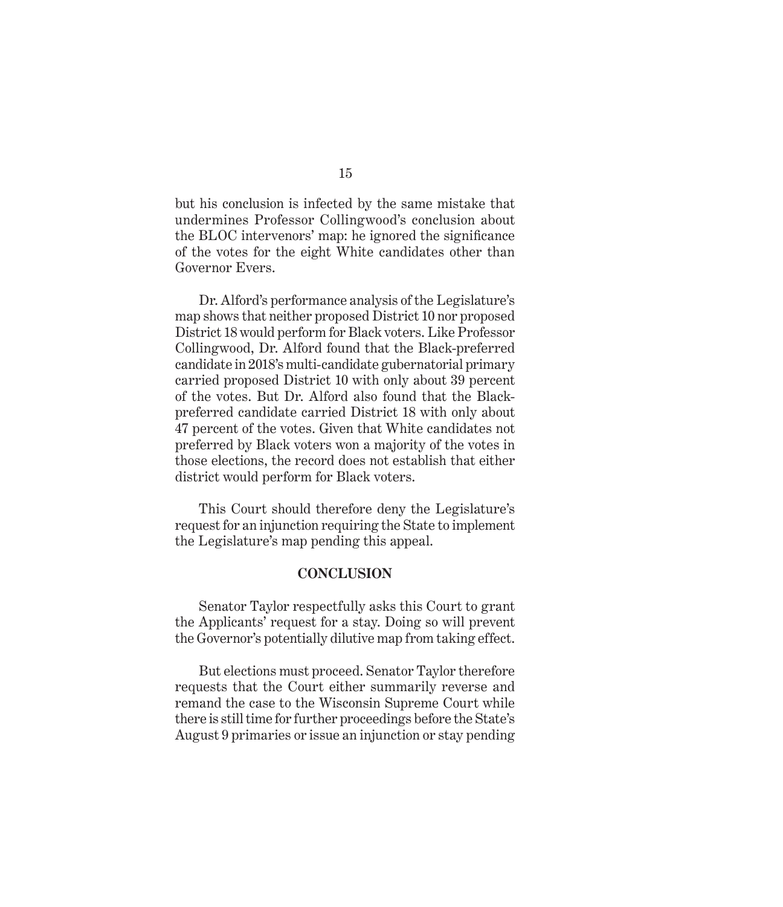but his conclusion is infected by the same mistake that undermines Professor Collingwood's conclusion about the BLOC intervenors' map: he ignored the significance of the votes for the eight White candidates other than Governor Evers.

Dr. Alford's performance analysis of the Legislature's map shows that neither proposed District 10 nor proposed District 18 would perform for Black voters. Like Professor Collingwood, Dr. Alford found that the Black-preferred candidate in 2018's multi-candidate gubernatorial primary carried proposed District 10 with only about 39 percent of the votes. But Dr. Alford also found that the Black-preferred candidate carried District 18 with only about 47 percent of the votes. Given that White candidates not preferred by Black voters won a majority of the votes in those elections, the record does not establish that either district would perform for Black voters.

This Court should therefore deny the Legislature's request for an injunction requiring the State to implement the Legislature's map pending this appeal.

## CONCLUSION

Senator Taylor respectfully asks this Court to grant the Applicants' request for a stay. Doing so will prevent the Governor's potentially dilutive map from taking effect.

But elections must proceed. Senator Taylor therefore requests that the Court either summarily reverse and remand the case to the Wisconsin Supreme Court while there is still time for further proceedings before the State's August 9 primaries or issue an injunction or stay pending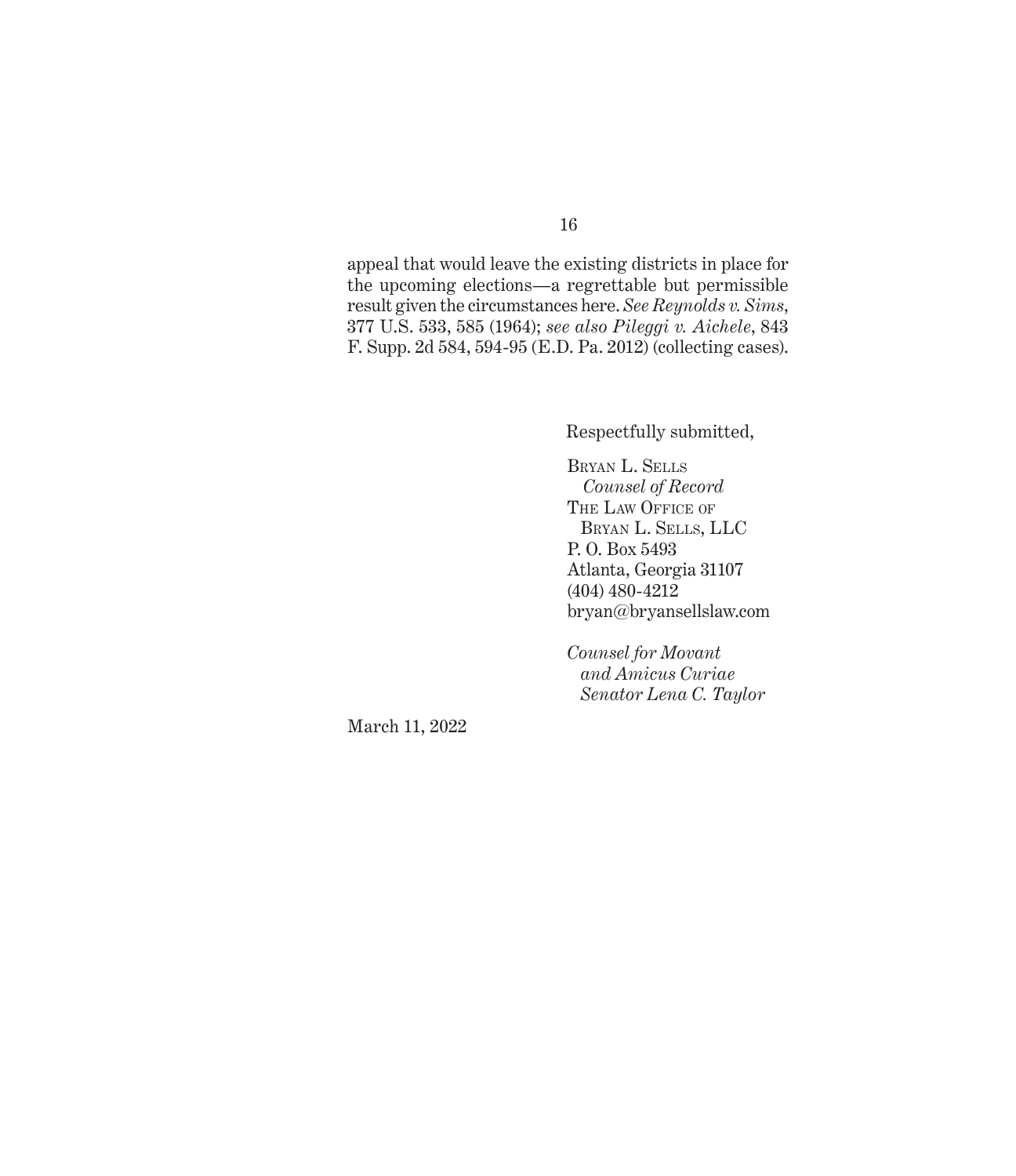appeal that would leave the existing districts in place for the upcoming elections—a regrettable but permissible result given the circumstances here. *See Reynolds v. Sims*, 377 U.S. 533, 585 (1964); *see also Pileggi v. Aichele*, 843 F. Supp. 2d 584, 594-95 (E.D. Pa. 2012) (collecting cases).

Respectfully submitted,

Bryan L. Sells
*Counsel of Record*
The Law Office of
Bryan L. Sells, LLC
P. O. Box 5493
Atlanta, Georgia 31107
(404) 480-4212
bryan@bryansellslaw.com

*Counsel for Movant*
*and Amicus Curiae*
*Senator Lena C. Taylor*

March 11, 2022